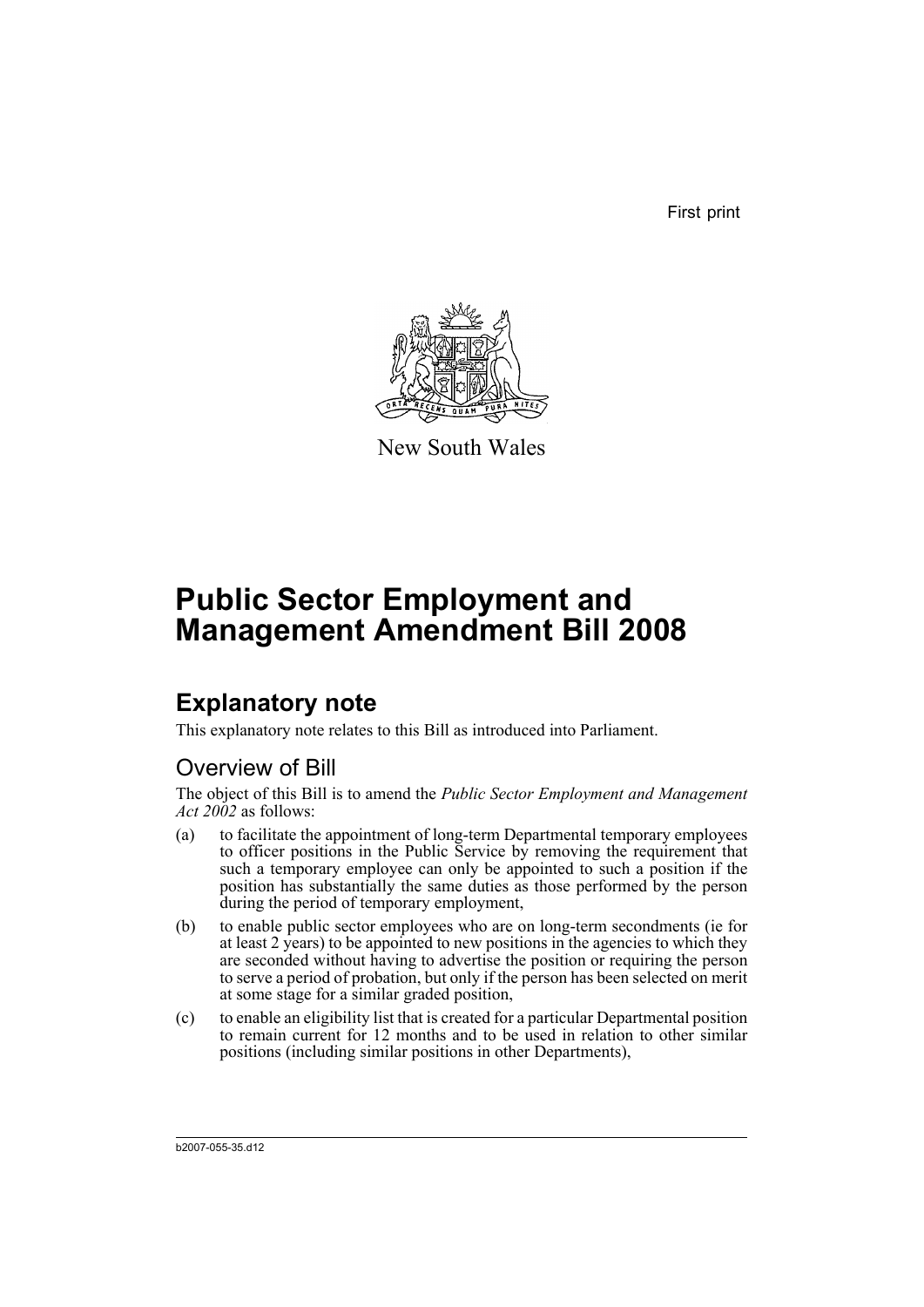First print

New South Wales

# Public Sector Employment and Management Amendment Bill 2008

## Explanatory note

This explanatory note relates to this Bill as introduced into Parliament.

### Overview of Bill

The object of this Bill is to amend the *Public Sector Employment and Management Act 2002* as follows:

(a) to facilitate the appointment of long-term Departmental temporary employees to officer positions in the Public Service by removing the requirement that such a temporary employee can only be appointed to such a position if the position has substantially the same duties as those performed by the person during the period of temporary employment,

(b) to enable public sector employees who are on long-term secondments (ie for at least 2 years) to be appointed to new positions in the agencies to which they are seconded without having to advertise the position or requiring the person to serve a period of probation, but only if the person has been selected on merit at some stage for a similar graded position,

(c) to enable an eligibility list that is created for a particular Departmental position to remain current for 12 months and to be used in relation to other similar positions (including similar positions in other Departments),

b2007-055-35.d12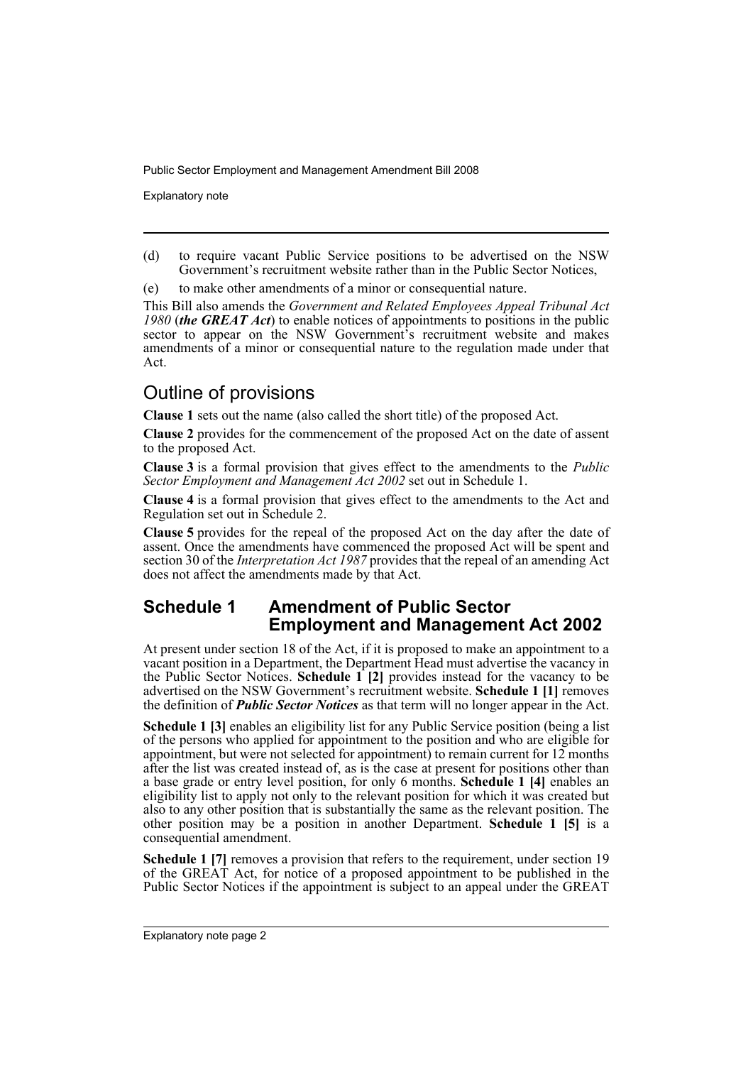(d) to require vacant Public Service positions to be advertised on the NSW Government's recruitment website rather than in the Public Sector Notices,

(e) to make other amendments of a minor or consequential nature.

This Bill also amends the *Government and Related Employees Appeal Tribunal Act 1980* (***the GREAT Act***) to enable notices of appointments to positions in the public sector to appear on the NSW Government's recruitment website and makes amendments of a minor or consequential nature to the regulation made under that Act.

## Outline of provisions

**Clause 1** sets out the name (also called the short title) of the proposed Act.

**Clause 2** provides for the commencement of the proposed Act on the date of assent to the proposed Act.

**Clause 3** is a formal provision that gives effect to the amendments to the *Public Sector Employment and Management Act 2002* set out in Schedule 1.

**Clause 4** is a formal provision that gives effect to the amendments to the Act and Regulation set out in Schedule 2.

**Clause 5** provides for the repeal of the proposed Act on the day after the date of assent. Once the amendments have commenced the proposed Act will be spent and section 30 of the *Interpretation Act 1987* provides that the repeal of an amending Act does not affect the amendments made by that Act.

## Schedule 1 Amendment of Public Sector Employment and Management Act 2002

At present under section 18 of the Act, if it is proposed to make an appointment to a vacant position in a Department, the Department Head must advertise the vacancy in the Public Sector Notices. **Schedule 1 [2]** provides instead for the vacancy to be advertised on the NSW Government's recruitment website. **Schedule 1 [1]** removes the definition of ***Public Sector Notices*** as that term will no longer appear in the Act.

**Schedule 1 [3]** enables an eligibility list for any Public Service position (being a list of the persons who applied for appointment to the position and who are eligible for appointment, but were not selected for appointment) to remain current for 12 months after the list was created instead of, as is the case at present for positions other than a base grade or entry level position, for only 6 months. **Schedule 1 [4]** enables an eligibility list to apply not only to the relevant position for which it was created but also to any other position that is substantially the same as the relevant position. The other position may be a position in another Department. **Schedule 1 [5]** is a consequential amendment.

**Schedule 1 [7]** removes a provision that refers to the requirement, under section 19 of the GREAT Act, for notice of a proposed appointment to be published in the Public Sector Notices if the appointment is subject to an appeal under the GREAT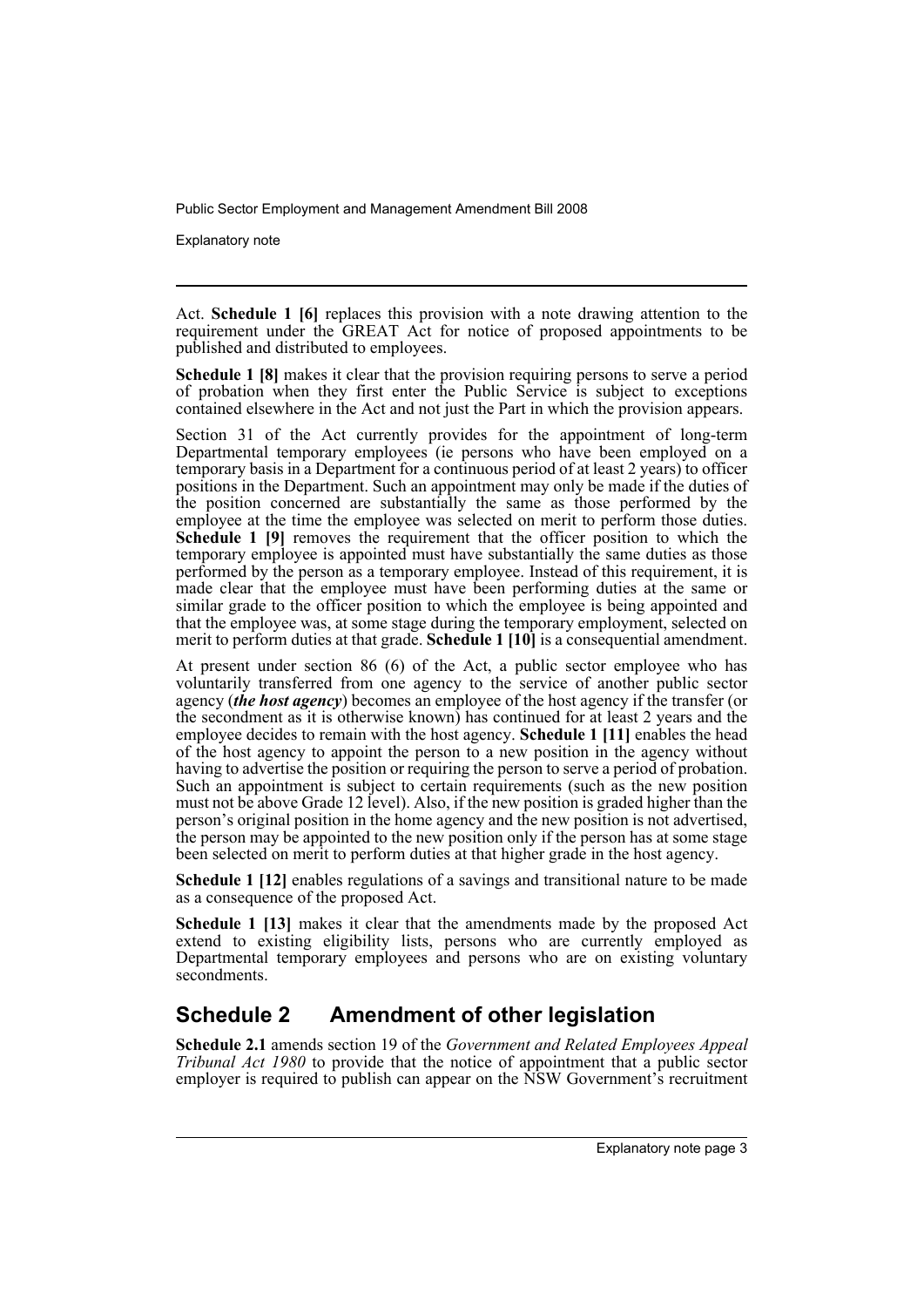Act. **Schedule 1 [6]** replaces this provision with a note drawing attention to the requirement under the GREAT Act for notice of proposed appointments to be published and distributed to employees.

**Schedule 1 [8]** makes it clear that the provision requiring persons to serve a period of probation when they first enter the Public Service is subject to exceptions contained elsewhere in the Act and not just the Part in which the provision appears.

Section 31 of the Act currently provides for the appointment of long-term Departmental temporary employees (ie persons who have been employed on a temporary basis in a Department for a continuous period of at least 2 years) to officer positions in the Department. Such an appointment may only be made if the duties of the position concerned are substantially the same as those performed by the employee at the time the employee was selected on merit to perform those duties. **Schedule 1 [9]** removes the requirement that the officer position to which the temporary employee is appointed must have substantially the same duties as those performed by the person as a temporary employee. Instead of this requirement, it is made clear that the employee must have been performing duties at the same or similar grade to the officer position to which the employee is being appointed and that the employee was, at some stage during the temporary employment, selected on merit to perform duties at that grade. **Schedule 1 [10]** is a consequential amendment.

At present under section 86 (6) of the Act, a public sector employee who has voluntarily transferred from one agency to the service of another public sector agency (***the host agency***) becomes an employee of the host agency if the transfer (or the secondment as it is otherwise known) has continued for at least 2 years and the employee decides to remain with the host agency. **Schedule 1 [11]** enables the head of the host agency to appoint the person to a new position in the agency without having to advertise the position or requiring the person to serve a period of probation. Such an appointment is subject to certain requirements (such as the new position must not be above Grade 12 level). Also, if the new position is graded higher than the person's original position in the home agency and the new position is not advertised, the person may be appointed to the new position only if the person has at some stage been selected on merit to perform duties at that higher grade in the host agency.

**Schedule 1 [12]** enables regulations of a savings and transitional nature to be made as a consequence of the proposed Act.

**Schedule 1 [13]** makes it clear that the amendments made by the proposed Act extend to existing eligibility lists, persons who are currently employed as Departmental temporary employees and persons who are on existing voluntary secondments.

## Schedule 2 Amendment of other legislation

**Schedule 2.1** amends section 19 of the *Government and Related Employees Appeal Tribunal Act 1980* to provide that the notice of appointment that a public sector employer is required to publish can appear on the NSW Government's recruitment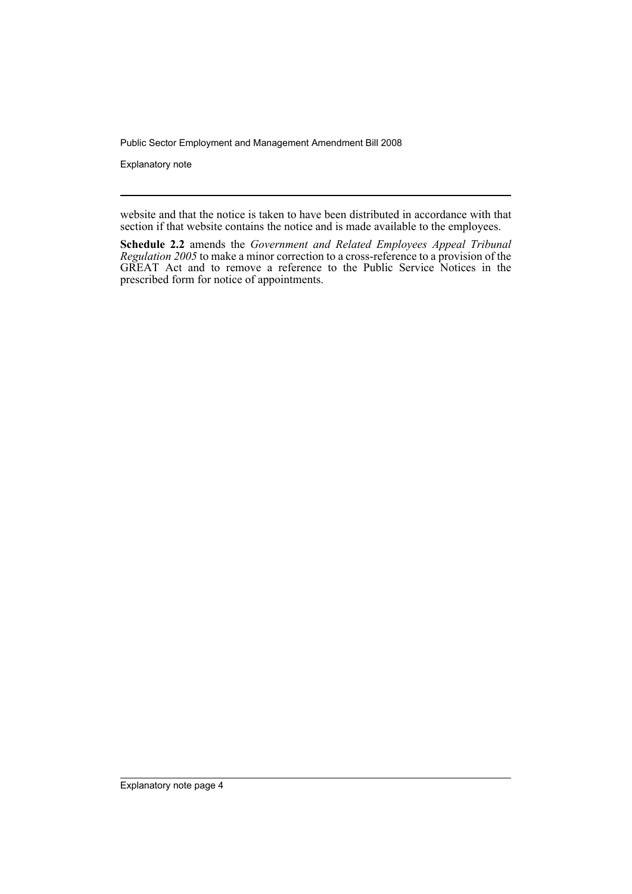website and that the notice is taken to have been distributed in accordance with that section if that website contains the notice and is made available to the employees.

**Schedule 2.2** amends the *Government and Related Employees Appeal Tribunal Regulation 2005* to make a minor correction to a cross-reference to a provision of the GREAT Act and to remove a reference to the Public Service Notices in the prescribed form for notice of appointments.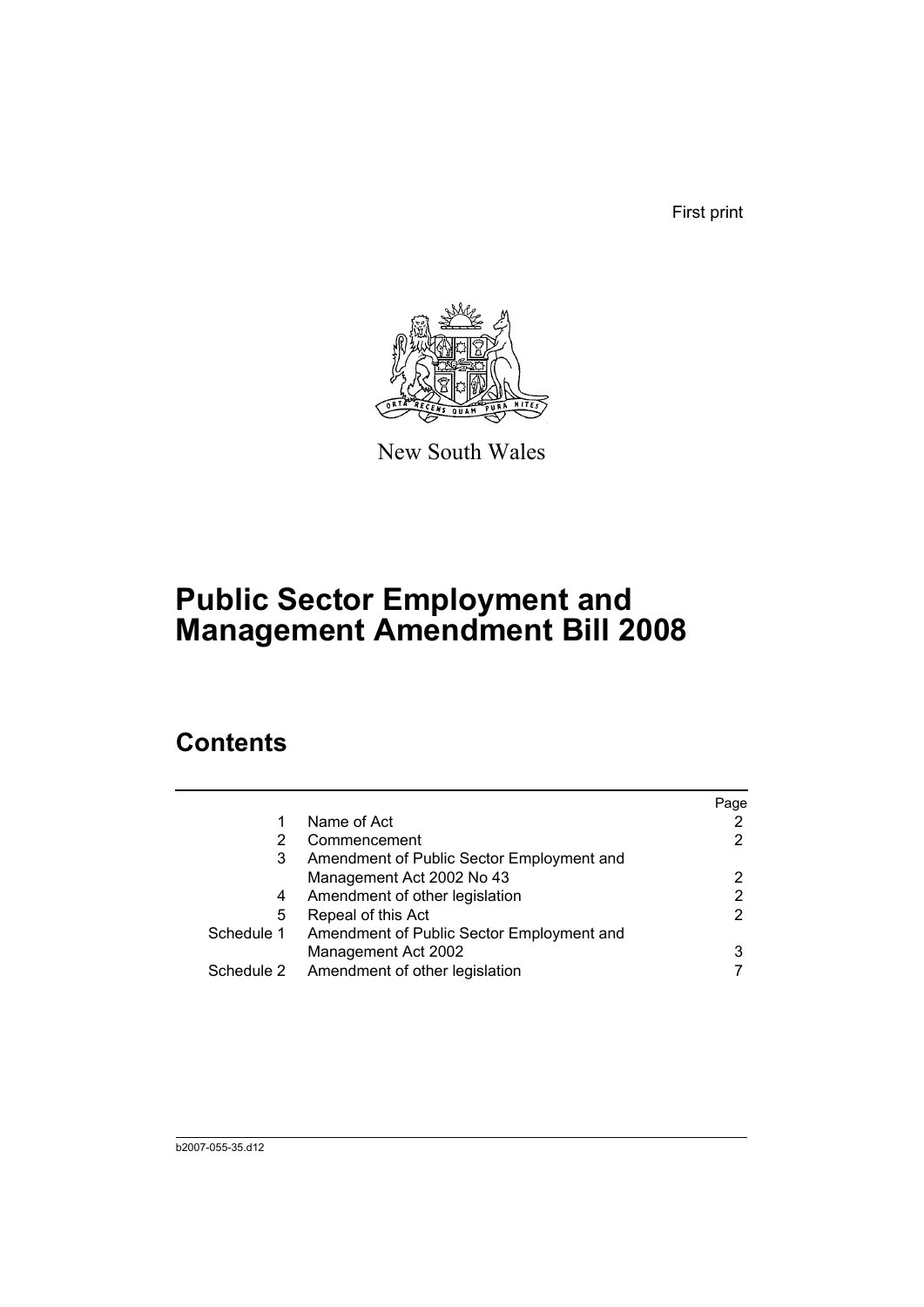First print

New South Wales

# Public Sector Employment and Management Amendment Bill 2008

## Contents

| | | Page |
|---|---|---|
| 1 | Name of Act | 2 |
| 2 | Commencement | 2 |
| 3 | Amendment of Public Sector Employment and Management Act 2002 No 43 | 2 |
| 4 | Amendment of other legislation | 2 |
| 5 | Repeal of this Act | 2 |
| Schedule 1 | Amendment of Public Sector Employment and Management Act 2002 | 3 |
| Schedule 2 | Amendment of other legislation | 7 |

b2007-055-35.d12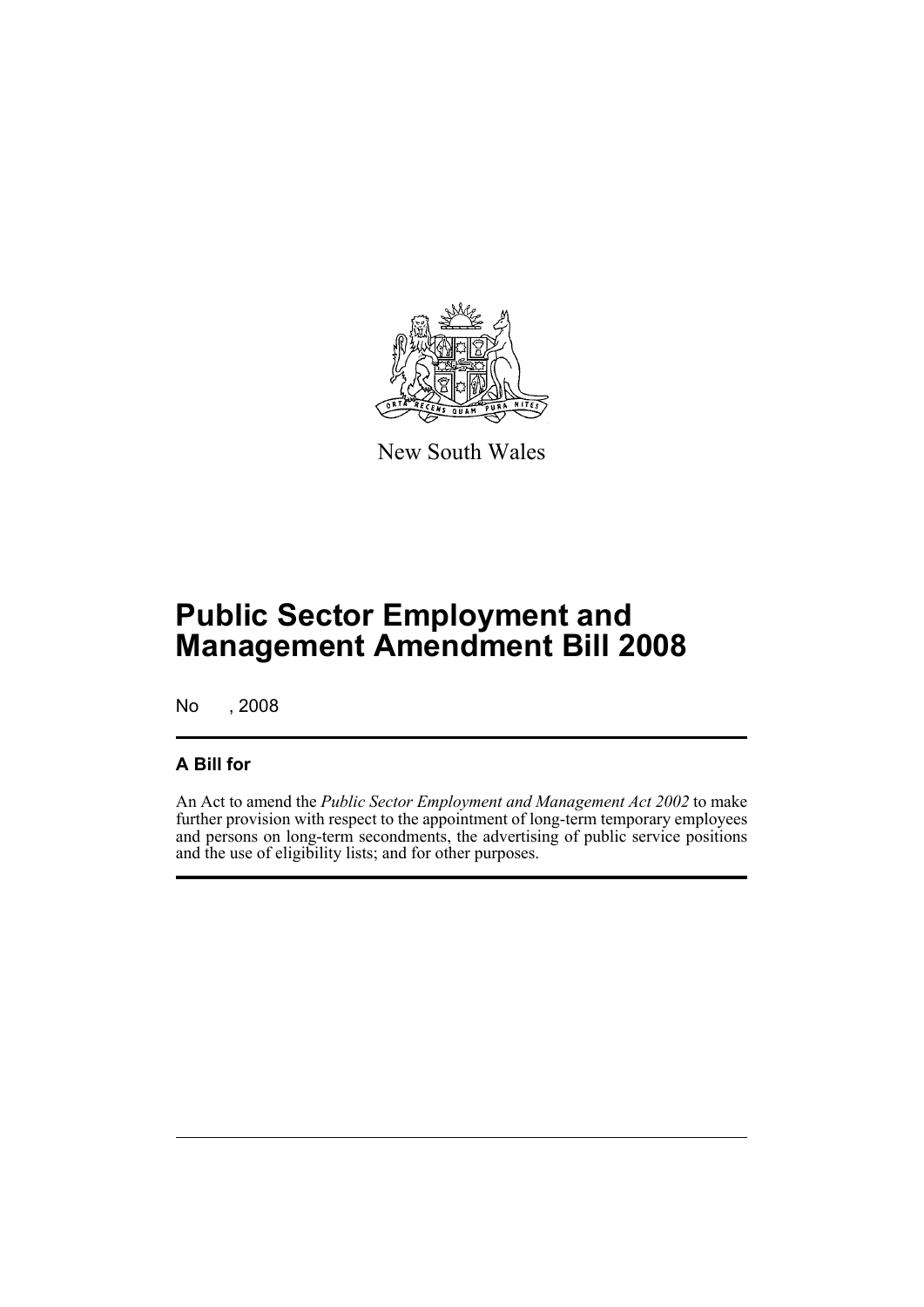New South Wales

# Public Sector Employment and Management Amendment Bill 2008

No , 2008

## A Bill for

An Act to amend the *Public Sector Employment and Management Act 2002* to make further provision with respect to the appointment of long-term temporary employees and persons on long-term secondments, the advertising of public service positions and the use of eligibility lists; and for other purposes.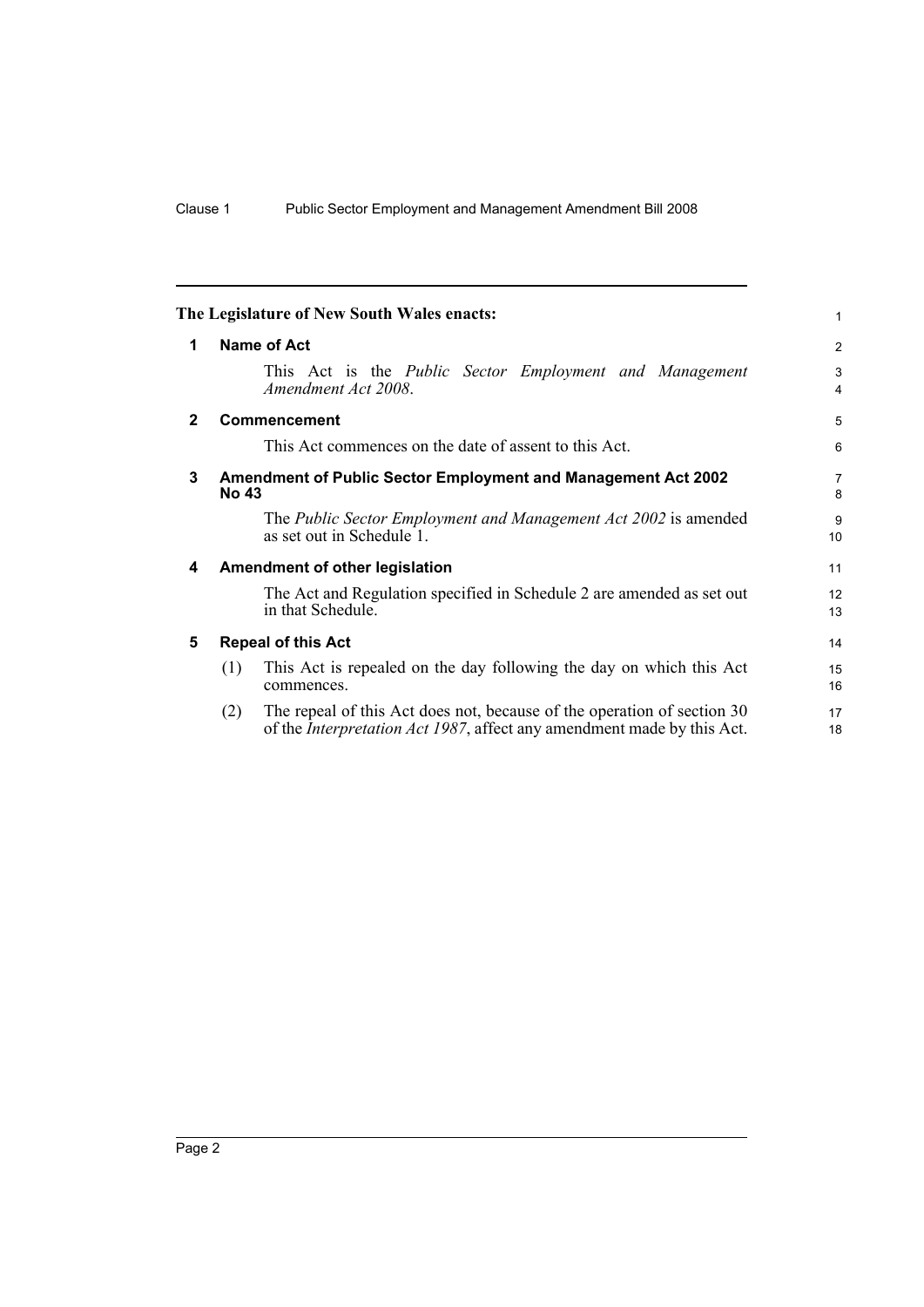**The Legislature of New South Wales enacts:**

## 1 Name of Act

This Act is the *Public Sector Employment and Management Amendment Act 2008*.

## 2 Commencement

This Act commences on the date of assent to this Act.

## 3 Amendment of Public Sector Employment and Management Act 2002 No 43

The *Public Sector Employment and Management Act 2002* is amended as set out in Schedule 1.

## 4 Amendment of other legislation

The Act and Regulation specified in Schedule 2 are amended as set out in that Schedule.

## 5 Repeal of this Act

(1) This Act is repealed on the day following the day on which this Act commences.

(2) The repeal of this Act does not, because of the operation of section 30 of the *Interpretation Act 1987*, affect any amendment made by this Act.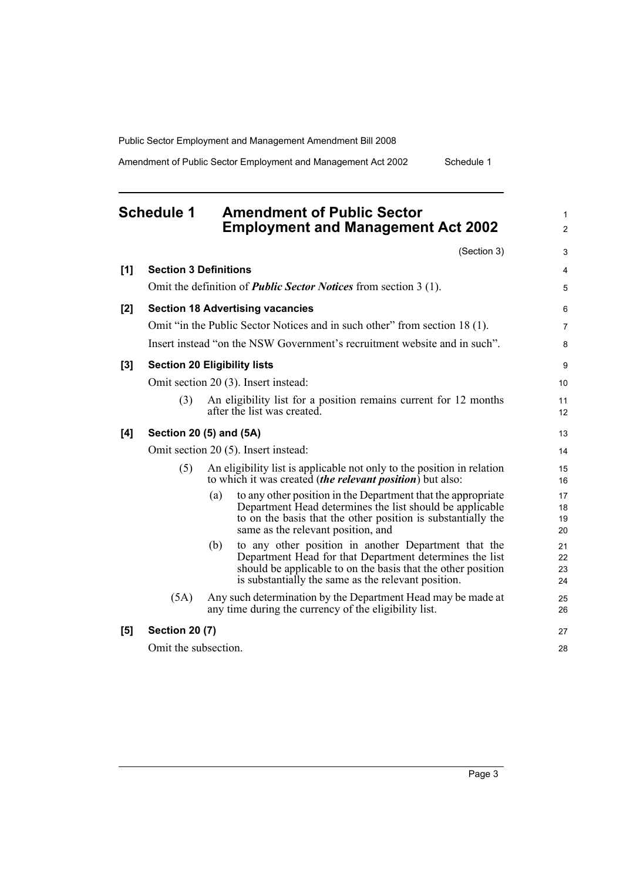# Schedule 1 Amendment of Public Sector Employment and Management Act 2002

(Section 3)

**[1] Section 3 Definitions**

Omit the definition of ***Public Sector Notices*** from section 3 (1).

**[2] Section 18 Advertising vacancies**

Omit "in the Public Sector Notices and in such other" from section 18 (1).

Insert instead "on the NSW Government's recruitment website and in such".

**[3] Section 20 Eligibility lists**

Omit section 20 (3). Insert instead:

(3) An eligibility list for a position remains current for 12 months after the list was created.

**[4] Section 20 (5) and (5A)**

Omit section 20 (5). Insert instead:

(5) An eligibility list is applicable not only to the position in relation to which it was created (***the relevant position***) but also:

(a) to any other position in the Department that the appropriate Department Head determines the list should be applicable to on the basis that the other position is substantially the same as the relevant position, and

(b) to any other position in another Department that the Department Head for that Department determines the list should be applicable to on the basis that the other position is substantially the same as the relevant position.

(5A) Any such determination by the Department Head may be made at any time during the currency of the eligibility list.

**[5] Section 20 (7)**

Omit the subsection.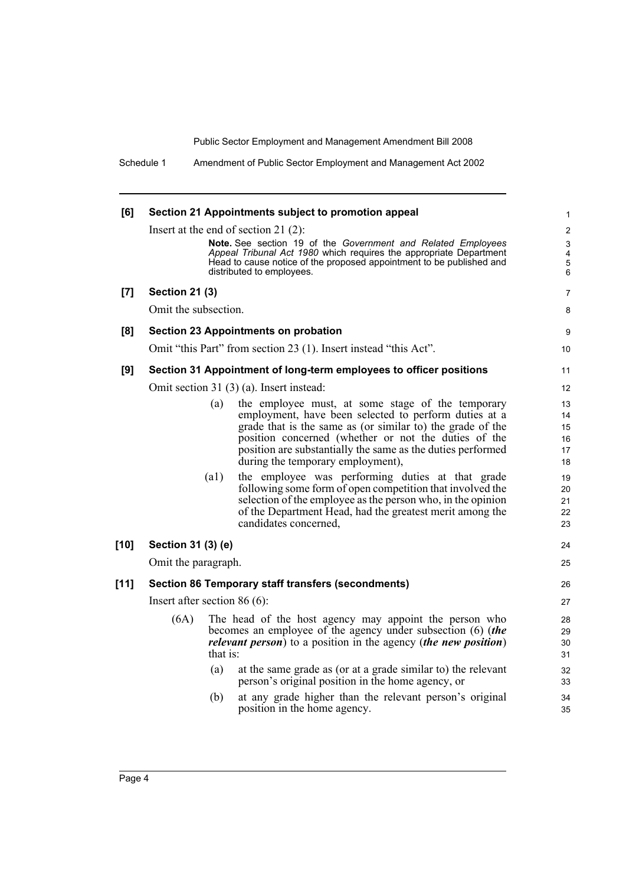**[6] Section 21 Appointments subject to promotion appeal**

Insert at the end of section 21 (2):

> **Note.** See section 19 of the *Government and Related Employees Appeal Tribunal Act 1980* which requires the appropriate Department Head to cause notice of the proposed appointment to be published and distributed to employees.

**[7] Section 21 (3)**

Omit the subsection.

**[8] Section 23 Appointments on probation**

Omit "this Part" from section 23 (1). Insert instead "this Act".

**[9] Section 31 Appointment of long-term employees to officer positions**

Omit section 31 (3) (a). Insert instead:

> (a) the employee must, at some stage of the temporary employment, have been selected to perform duties at a grade that is the same as (or similar to) the grade of the position concerned (whether or not the duties of the position are substantially the same as the duties performed during the temporary employment),
>
> (a1) the employee was performing duties at that grade following some form of open competition that involved the selection of the employee as the person who, in the opinion of the Department Head, had the greatest merit among the candidates concerned,

**[10] Section 31 (3) (e)**

Omit the paragraph.

**[11] Section 86 Temporary staff transfers (secondments)**

Insert after section 86 (6):

> (6A) The head of the host agency may appoint the person who becomes an employee of the agency under subsection (6) (***the relevant person***) to a position in the agency (***the new position***) that is:
>
> (a) at the same grade as (or at a grade similar to) the relevant person's original position in the home agency, or
>
> (b) at any grade higher than the relevant person's original position in the home agency.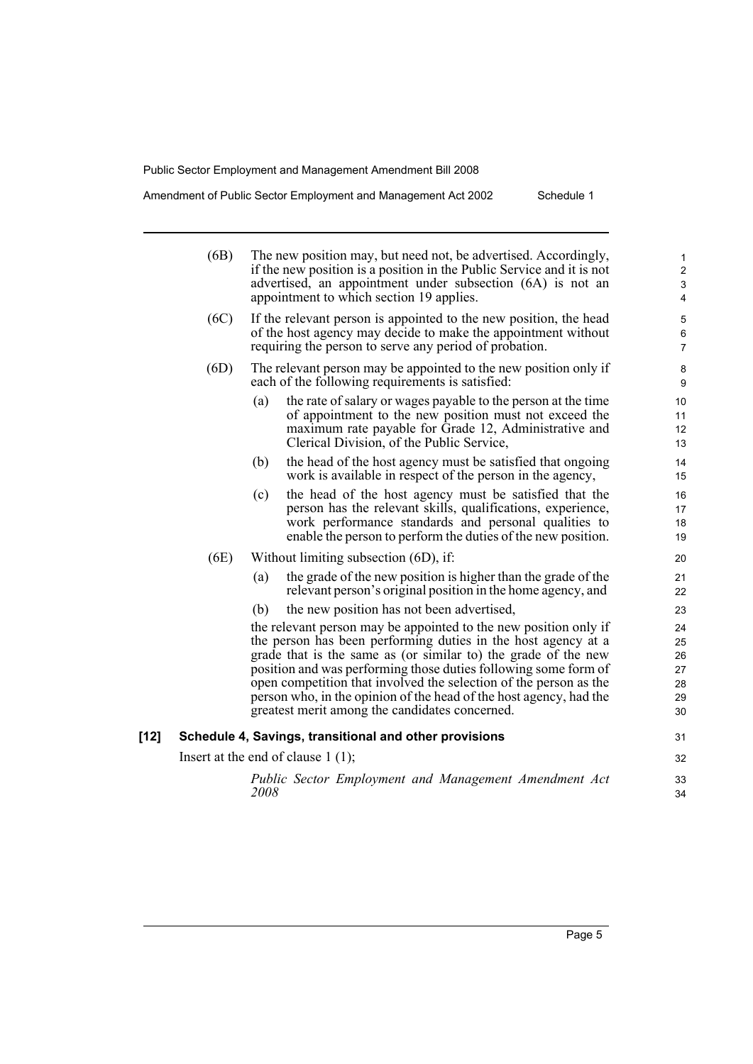(6B) The new position may, but need not, be advertised. Accordingly, if the new position is a position in the Public Service and it is not advertised, an appointment under subsection (6A) is not an appointment to which section 19 applies.

(6C) If the relevant person is appointed to the new position, the head of the host agency may decide to make the appointment without requiring the person to serve any period of probation.

(6D) The relevant person may be appointed to the new position only if each of the following requirements is satisfied:

- (a) the rate of salary or wages payable to the person at the time of appointment to the new position must not exceed the maximum rate payable for Grade 12, Administrative and Clerical Division, of the Public Service,
- (b) the head of the host agency must be satisfied that ongoing work is available in respect of the person in the agency,
- (c) the head of the host agency must be satisfied that the person has the relevant skills, qualifications, experience, work performance standards and personal qualities to enable the person to perform the duties of the new position.

(6E) Without limiting subsection (6D), if:

- (a) the grade of the new position is higher than the grade of the relevant person's original position in the home agency, and
- (b) the new position has not been advertised,

the relevant person may be appointed to the new position only if the person has been performing duties in the host agency at a grade that is the same as (or similar to) the grade of the new position and was performing those duties following some form of open competition that involved the selection of the person as the person who, in the opinion of the head of the host agency, had the greatest merit among the candidates concerned.

**[12] Schedule 4, Savings, transitional and other provisions**

Insert at the end of clause 1 (1);

*Public Sector Employment and Management Amendment Act 2008*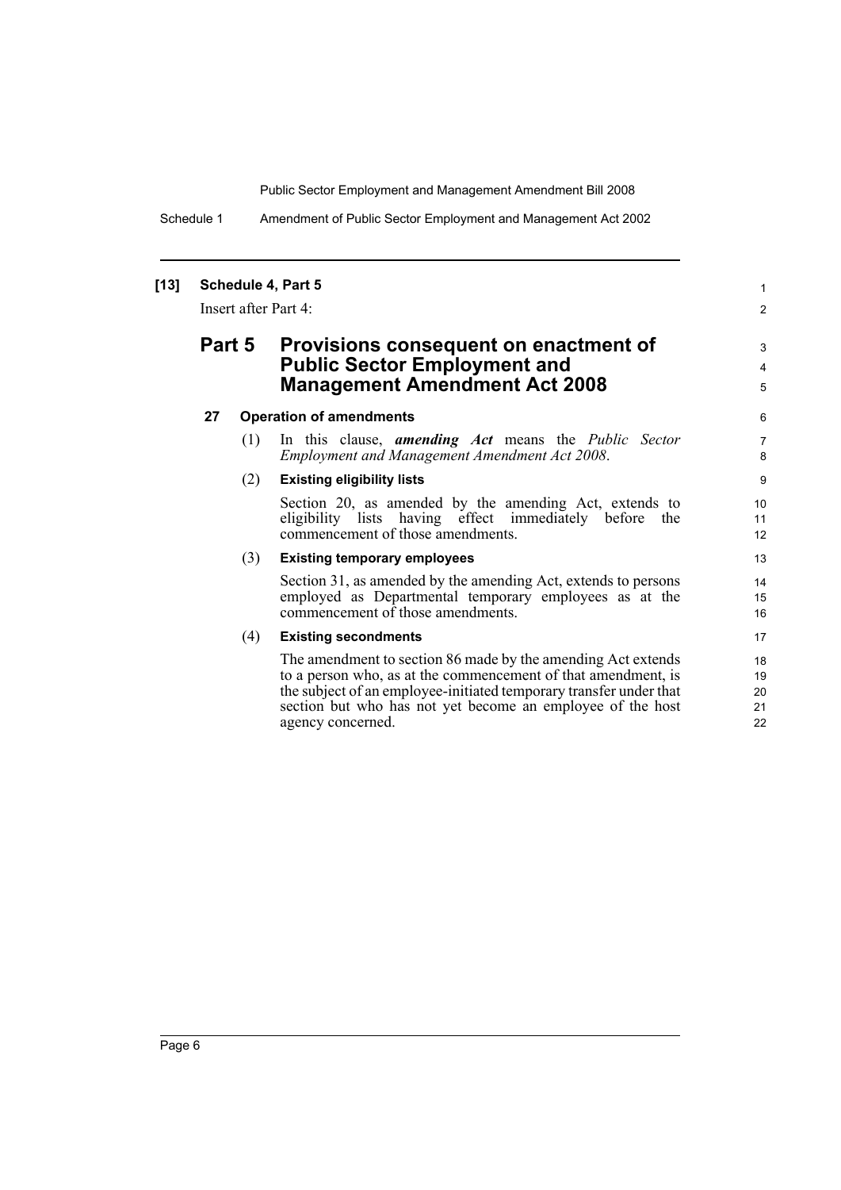**[13] Schedule 4, Part 5**

Insert after Part 4:

## Part 5 Provisions consequent on enactment of Public Sector Employment and Management Amendment Act 2008

### 27 Operation of amendments

(1) In this clause, ***amending Act*** means the *Public Sector Employment and Management Amendment Act 2008*.

(2) **Existing eligibility lists**

Section 20, as amended by the amending Act, extends to eligibility lists having effect immediately before the commencement of those amendments.

(3) **Existing temporary employees**

Section 31, as amended by the amending Act, extends to persons employed as Departmental temporary employees as at the commencement of those amendments.

(4) **Existing secondments**

The amendment to section 86 made by the amending Act extends to a person who, as at the commencement of that amendment, is the subject of an employee-initiated temporary transfer under that section but who has not yet become an employee of the host agency concerned.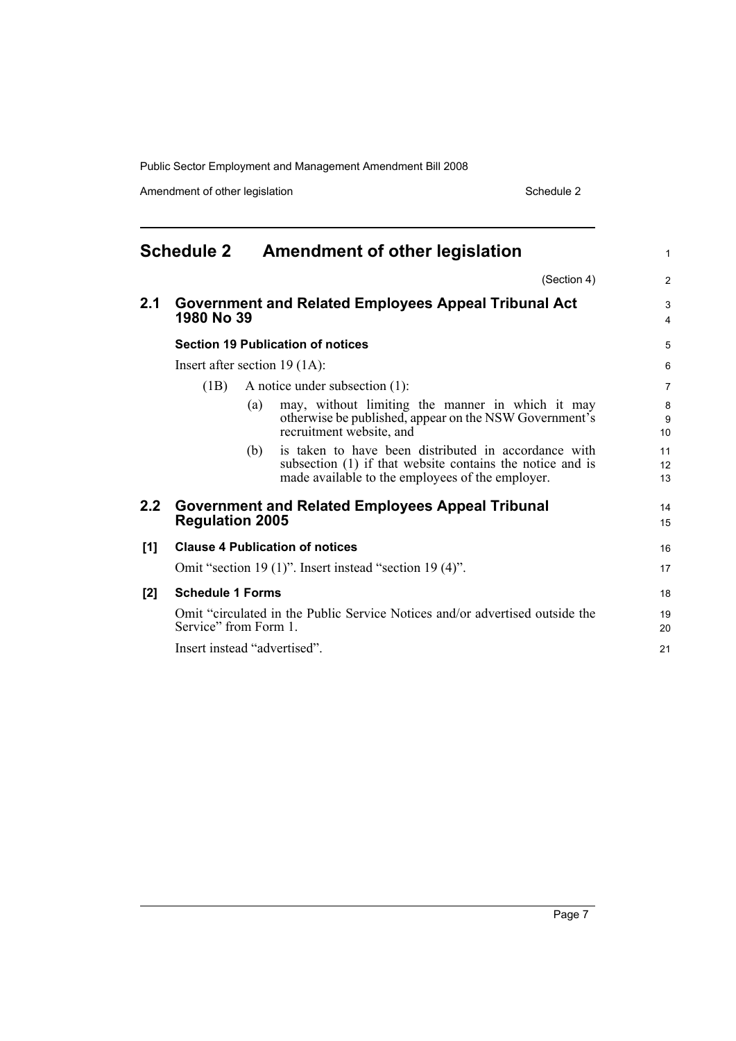## Schedule 2 Amendment of other legislation

(Section 4)

### 2.1 Government and Related Employees Appeal Tribunal Act 1980 No 39

**Section 19 Publication of notices**

Insert after section 19 (1A):

(1B) A notice under subsection (1):

(a) may, without limiting the manner in which it may otherwise be published, appear on the NSW Government's recruitment website, and

(b) is taken to have been distributed in accordance with subsection (1) if that website contains the notice and is made available to the employees of the employer.

### 2.2 Government and Related Employees Appeal Tribunal Regulation 2005

**[1] Clause 4 Publication of notices**

Omit "section 19 (1)". Insert instead "section 19 (4)".

**[2] Schedule 1 Forms**

Omit "circulated in the Public Service Notices and/or advertised outside the Service" from Form 1.

Insert instead "advertised".